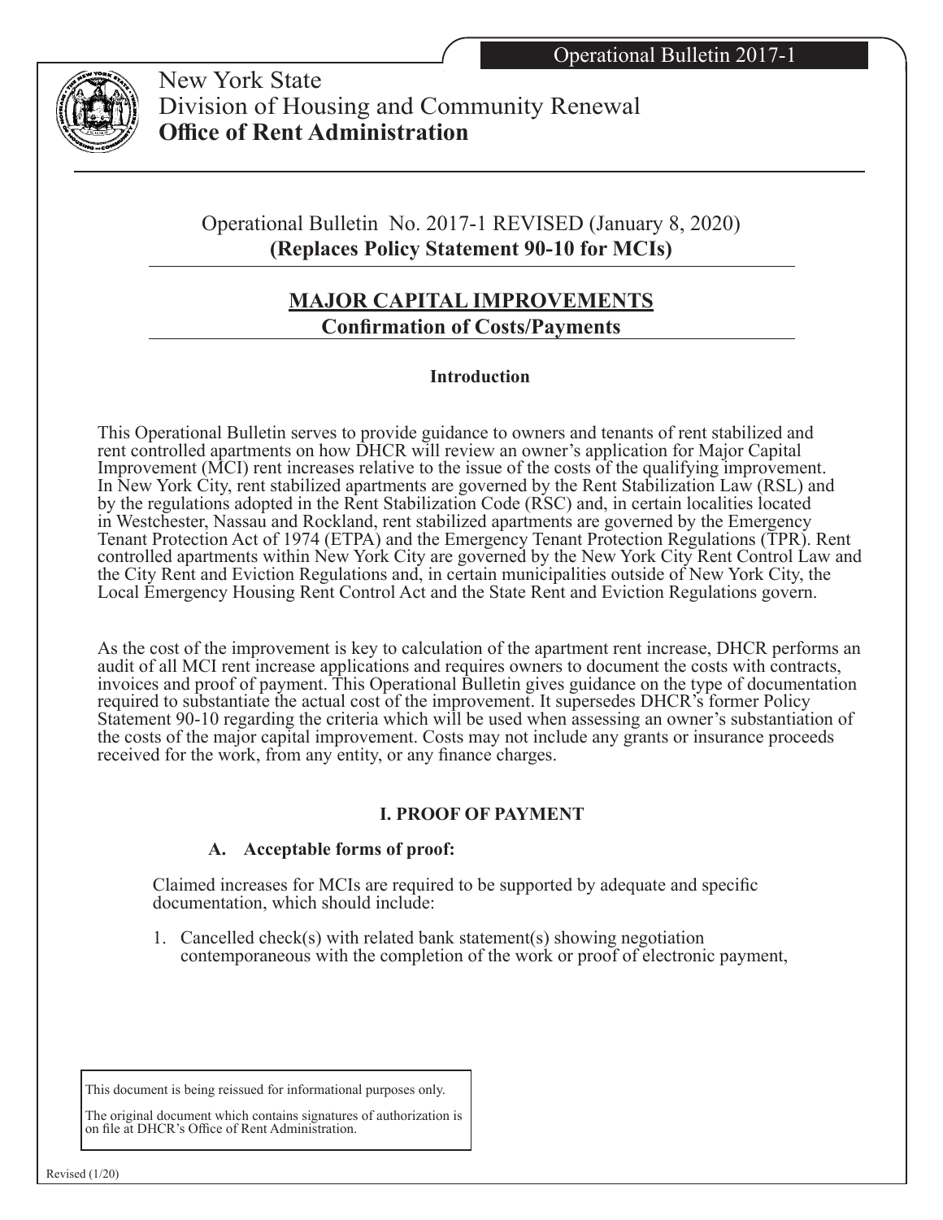Operational Bulletin 2017-1

New York State
Division of Housing and Community Renewal
**Office of Rent Administration**

Operational Bulletin No. 2017-1 REVISED (January 8, 2020)
**(Replaces Policy Statement 90-10 for MCIs)**

# MAJOR CAPITAL IMPROVEMENTS

## Confirmation of Costs/Payments

### Introduction

This Operational Bulletin serves to provide guidance to owners and tenants of rent stabilized and rent controlled apartments on how DHCR will review an owner's application for Major Capital Improvement (MCI) rent increases relative to the issue of the costs of the qualifying improvement. In New York City, rent stabilized apartments are governed by the Rent Stabilization Law (RSL) and by the regulations adopted in the Rent Stabilization Code (RSC) and, in certain localities located in Westchester, Nassau and Rockland, rent stabilized apartments are governed by the Emergency Tenant Protection Act of 1974 (ETPA) and the Emergency Tenant Protection Regulations (TPR). Rent controlled apartments within New York City are governed by the New York City Rent Control Law and the City Rent and Eviction Regulations and, in certain municipalities outside of New York City, the Local Emergency Housing Rent Control Act and the State Rent and Eviction Regulations govern.

As the cost of the improvement is key to calculation of the apartment rent increase, DHCR performs an audit of all MCI rent increase applications and requires owners to document the costs with contracts, invoices and proof of payment. This Operational Bulletin gives guidance on the type of documentation required to substantiate the actual cost of the improvement. It supersedes DHCR's former Policy Statement 90-10 regarding the criteria which will be used when assessing an owner's substantiation of the costs of the major capital improvement. Costs may not include any grants or insurance proceeds received for the work, from any entity, or any finance charges.

### I. PROOF OF PAYMENT

#### A. Acceptable forms of proof:

Claimed increases for MCIs are required to be supported by adequate and specific documentation, which should include:

1. Cancelled check(s) with related bank statement(s) showing negotiation contemporaneous with the completion of the work or proof of electronic payment,

This document is being reissued for informational purposes only.

The original document which contains signatures of authorization is on file at DHCR's Office of Rent Administration.

Revised (1/20)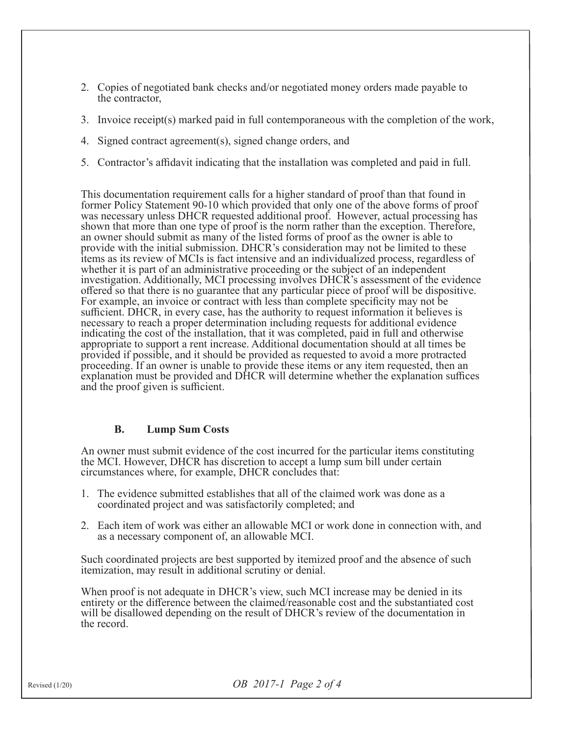2. Copies of negotiated bank checks and/or negotiated money orders made payable to the contractor,
3. Invoice receipt(s) marked paid in full contemporaneous with the completion of the work,
4. Signed contract agreement(s), signed change orders, and
5. Contractor's affidavit indicating that the installation was completed and paid in full.

This documentation requirement calls for a higher standard of proof than that found in former Policy Statement 90-10 which provided that only one of the above forms of proof was necessary unless DHCR requested additional proof. However, actual processing has shown that more than one type of proof is the norm rather than the exception. Therefore, an owner should submit as many of the listed forms of proof as the owner is able to provide with the initial submission. DHCR's consideration may not be limited to these items as its review of MCIs is fact intensive and an individualized process, regardless of whether it is part of an administrative proceeding or the subject of an independent investigation. Additionally, MCI processing involves DHCR's assessment of the evidence offered so that there is no guarantee that any particular piece of proof will be dispositive. For example, an invoice or contract with less than complete specificity may not be sufficient. DHCR, in every case, has the authority to request information it believes is necessary to reach a proper determination including requests for additional evidence indicating the cost of the installation, that it was completed, paid in full and otherwise appropriate to support a rent increase. Additional documentation should at all times be provided if possible, and it should be provided as requested to avoid a more protracted proceeding. If an owner is unable to provide these items or any item requested, then an explanation must be provided and DHCR will determine whether the explanation suffices and the proof given is sufficient.

### B. Lump Sum Costs

An owner must submit evidence of the cost incurred for the particular items constituting the MCI. However, DHCR has discretion to accept a lump sum bill under certain circumstances where, for example, DHCR concludes that:

1. The evidence submitted establishes that all of the claimed work was done as a coordinated project and was satisfactorily completed; and
2. Each item of work was either an allowable MCI or work done in connection with, and as a necessary component of, an allowable MCI.

Such coordinated projects are best supported by itemized proof and the absence of such itemization, may result in additional scrutiny or denial.

When proof is not adequate in DHCR's view, such MCI increase may be denied in its entirety or the difference between the claimed/reasonable cost and the substantiated cost will be disallowed depending on the result of DHCR's review of the documentation in the record.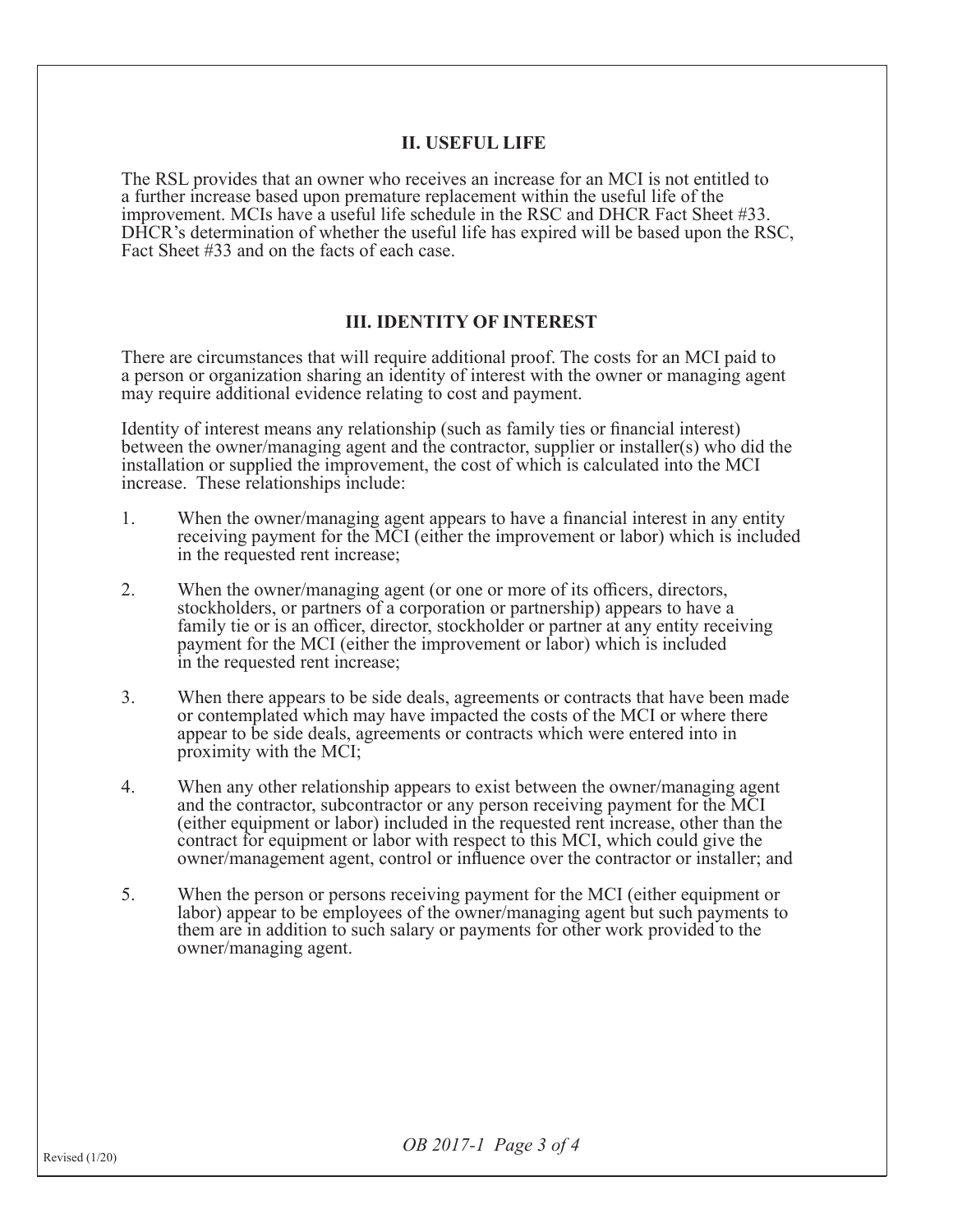## II. USEFUL LIFE

The RSL provides that an owner who receives an increase for an MCI is not entitled to a further increase based upon premature replacement within the useful life of the improvement. MCIs have a useful life schedule in the RSC and DHCR Fact Sheet #33. DHCR's determination of whether the useful life has expired will be based upon the RSC, Fact Sheet #33 and on the facts of each case.

## III. IDENTITY OF INTEREST

There are circumstances that will require additional proof. The costs for an MCI paid to a person or organization sharing an identity of interest with the owner or managing agent may require additional evidence relating to cost and payment.

Identity of interest means any relationship (such as family ties or financial interest) between the owner/managing agent and the contractor, supplier or installer(s) who did the installation or supplied the improvement, the cost of which is calculated into the MCI increase. These relationships include:

1. When the owner/managing agent appears to have a financial interest in any entity receiving payment for the MCI (either the improvement or labor) which is included in the requested rent increase;

2. When the owner/managing agent (or one or more of its officers, directors, stockholders, or partners of a corporation or partnership) appears to have a family tie or is an officer, director, stockholder or partner at any entity receiving payment for the MCI (either the improvement or labor) which is included in the requested rent increase;

3. When there appears to be side deals, agreements or contracts that have been made or contemplated which may have impacted the costs of the MCI or where there appear to be side deals, agreements or contracts which were entered into in proximity with the MCI;

4. When any other relationship appears to exist between the owner/managing agent and the contractor, subcontractor or any person receiving payment for the MCI (either equipment or labor) included in the requested rent increase, other than the contract for equipment or labor with respect to this MCI, which could give the owner/management agent, control or influence over the contractor or installer; and

5. When the person or persons receiving payment for the MCI (either equipment or labor) appear to be employees of the owner/managing agent but such payments to them are in addition to such salary or payments for other work provided to the owner/managing agent.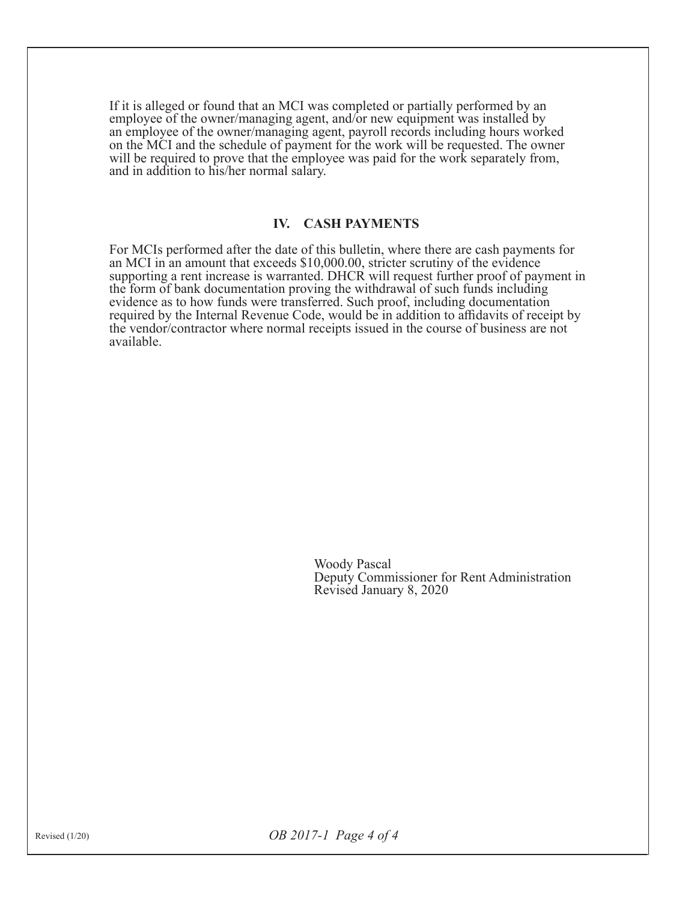If it is alleged or found that an MCI was completed or partially performed by an employee of the owner/managing agent, and/or new equipment was installed by an employee of the owner/managing agent, payroll records including hours worked on the MCI and the schedule of payment for the work will be requested. The owner will be required to prove that the employee was paid for the work separately from, and in addition to his/her normal salary.

## IV. CASH PAYMENTS

For MCIs performed after the date of this bulletin, where there are cash payments for an MCI in an amount that exceeds $10,000.00, stricter scrutiny of the evidence supporting a rent increase is warranted. DHCR will request further proof of payment in the form of bank documentation proving the withdrawal of such funds including evidence as to how funds were transferred. Such proof, including documentation required by the Internal Revenue Code, would be in addition to affidavits of receipt by the vendor/contractor where normal receipts issued in the course of business are not available.

Woody Pascal
Deputy Commissioner for Rent Administration
Revised January 8, 2020